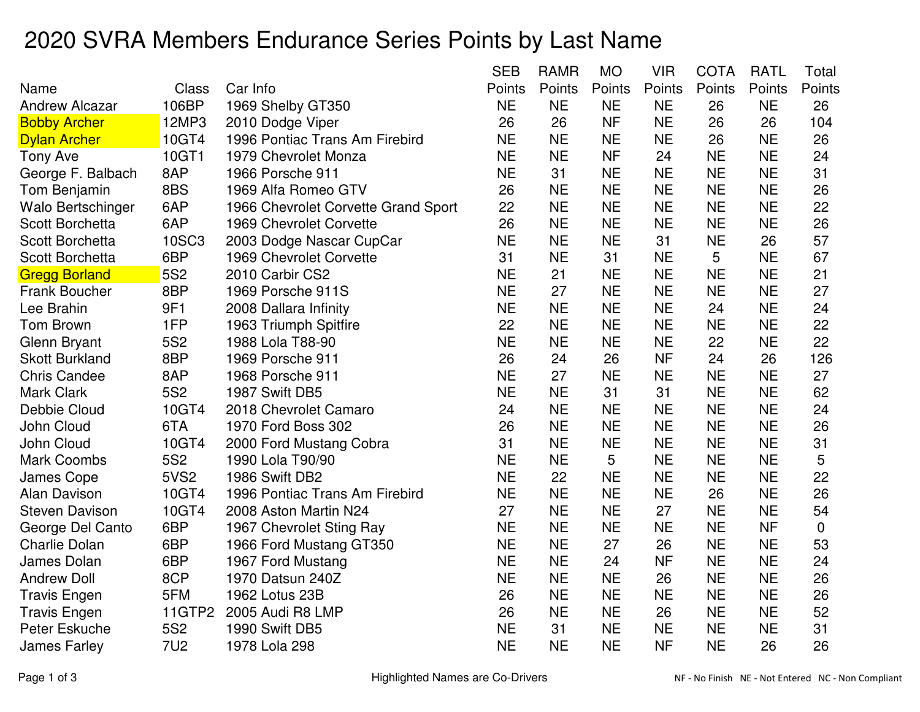# 2020 SVRA Members Endurance Series Points by Last Name

| Name | Class | Car Info | SEB Points | RAMR Points | MO Points | VIR Points | COTA Points | RATL Points | Total Points |
|---|---|---|---|---|---|---|---|---|---|
| Andrew Alcazar | 106BP | 1969 Shelby GT350 | NE | NE | NE | NE | 26 | NE | 26 |
| Bobby Archer | 12MP3 | 2010 Dodge Viper | 26 | 26 | NF | NE | 26 | 26 | 104 |
| Dylan Archer | 10GT4 | 1996 Pontiac Trans Am Firebird | NE | NE | NE | NE | 26 | NE | 26 |
| Tony Ave | 10GT1 | 1979 Chevrolet Monza | NE | NE | NF | 24 | NE | NE | 24 |
| George F. Balbach | 8AP | 1966 Porsche 911 | NE | 31 | NE | NE | NE | NE | 31 |
| Tom Benjamin | 8BS | 1969 Alfa Romeo GTV | 26 | NE | NE | NE | NE | NE | 26 |
| Walo Bertschinger | 6AP | 1966 Chevrolet Corvette Grand Sport | 22 | NE | NE | NE | NE | NE | 22 |
| Scott Borchetta | 6AP | 1969 Chevrolet Corvette | 26 | NE | NE | NE | NE | NE | 26 |
| Scott Borchetta | 10SC3 | 2003 Dodge Nascar CupCar | NE | NE | NE | 31 | NE | 26 | 57 |
| Scott Borchetta | 6BP | 1969 Chevrolet Corvette | 31 | NE | 31 | NE | 5 | NE | 67 |
| Gregg Borland | 5S2 | 2010 Carbir CS2 | NE | 21 | NE | NE | NE | NE | 21 |
| Frank Boucher | 8BP | 1969 Porsche 911S | NE | 27 | NE | NE | NE | NE | 27 |
| Lee Brahin | 9F1 | 2008 Dallara Infinity | NE | NE | NE | NE | 24 | NE | 24 |
| Tom Brown | 1FP | 1963 Triumph Spitfire | 22 | NE | NE | NE | NE | NE | 22 |
| Glenn Bryant | 5S2 | 1988 Lola T88-90 | NE | NE | NE | NE | 22 | NE | 22 |
| Skott Burkland | 8BP | 1969 Porsche 911 | 26 | 24 | 26 | NF | 24 | 26 | 126 |
| Chris Candee | 8AP | 1968 Porsche 911 | NE | 27 | NE | NE | NE | NE | 27 |
| Mark Clark | 5S2 | 1987 Swift DB5 | NE | NE | 31 | 31 | NE | NE | 62 |
| Debbie Cloud | 10GT4 | 2018 Chevrolet Camaro | 24 | NE | NE | NE | NE | NE | 24 |
| John Cloud | 6TA | 1970 Ford Boss 302 | 26 | NE | NE | NE | NE | NE | 26 |
| John Cloud | 10GT4 | 2000 Ford Mustang Cobra | 31 | NE | NE | NE | NE | NE | 31 |
| Mark Coombs | 5S2 | 1990 Lola T90/90 | NE | NE | 5 | NE | NE | NE | 5 |
| James Cope | 5VS2 | 1986 Swift DB2 | NE | 22 | NE | NE | NE | NE | 22 |
| Alan Davison | 10GT4 | 1996 Pontiac Trans Am Firebird | NE | NE | NE | NE | 26 | NE | 26 |
| Steven Davison | 10GT4 | 2008 Aston Martin N24 | 27 | NE | NE | 27 | NE | NE | 54 |
| George Del Canto | 6BP | 1967 Chevrolet Sting Ray | NE | NE | NE | NE | NE | NF | 0 |
| Charlie Dolan | 6BP | 1966 Ford Mustang GT350 | NE | NE | 27 | 26 | NE | NE | 53 |
| James Dolan | 6BP | 1967 Ford Mustang | NE | NE | 24 | NF | NE | NE | 24 |
| Andrew Doll | 8CP | 1970 Datsun 240Z | NE | NE | NE | 26 | NE | NE | 26 |
| Travis Engen | 5FM | 1962 Lotus 23B | 26 | NE | NE | NE | NE | NE | 26 |
| Travis Engen | 11GTP2 | 2005 Audi R8 LMP | 26 | NE | NE | 26 | NE | NE | 52 |
| Peter Eskuche | 5S2 | 1990 Swift DB5 | NE | 31 | NE | NE | NE | NE | 31 |
| James Farley | 7U2 | 1978 Lola 298 | NE | NE | NE | NF | NE | 26 | 26 |

Highlighted Names are Co-Drivers

NF - No Finish   NE - Not Entered   NC - Non Compliant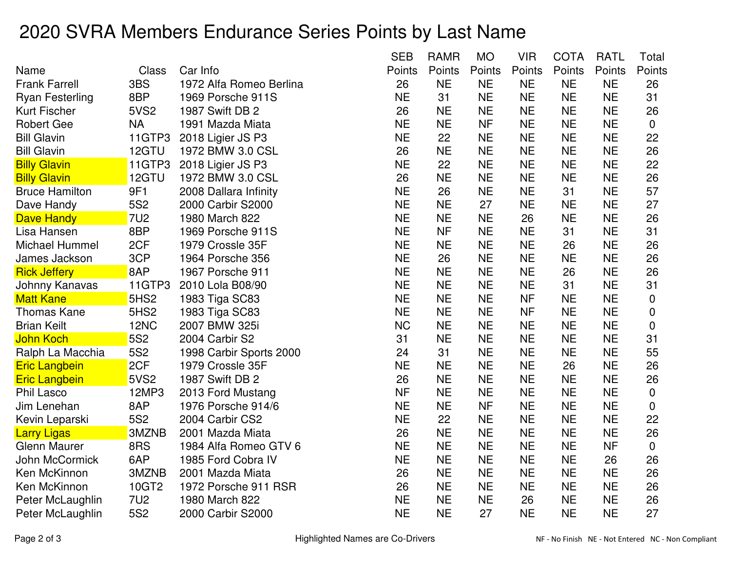# 2020 SVRA Members Endurance Series Points by Last Name

| Name | Class | Car Info | SEB Points | RAMR Points | MO Points | VIR Points | COTA Points | RATL Points | Total Points |
|---|---|---|---|---|---|---|---|---|---|
| Frank Farrell | 3BS | 1972 Alfa Romeo Berlina | 26 | NE | NE | NE | NE | NE | 26 |
| Ryan Festerling | 8BP | 1969 Porsche 911S | NE | 31 | NE | NE | NE | NE | 31 |
| Kurt Fischer | 5VS2 | 1987 Swift DB 2 | 26 | NE | NE | NE | NE | NE | 26 |
| Robert Gee | NA | 1991 Mazda Miata | NE | NE | NF | NE | NE | NE | 0 |
| Bill Glavin | 11GTP3 | 2018 Ligier JS P3 | NE | 22 | NE | NE | NE | NE | 22 |
| Bill Glavin | 12GTU | 1972 BMW 3.0 CSL | 26 | NE | NE | NE | NE | NE | 26 |
| Billy Glavin | 11GTP3 | 2018 Ligier JS P3 | NE | 22 | NE | NE | NE | NE | 22 |
| Billy Glavin | 12GTU | 1972 BMW 3.0 CSL | 26 | NE | NE | NE | NE | NE | 26 |
| Bruce Hamilton | 9F1 | 2008 Dallara Infinity | NE | 26 | NE | NE | 31 | NE | 57 |
| Dave Handy | 5S2 | 2000 Carbir S2000 | NE | NE | 27 | NE | NE | NE | 27 |
| Dave Handy | 7U2 | 1980 March 822 | NE | NE | NE | 26 | NE | NE | 26 |
| Lisa Hansen | 8BP | 1969 Porsche 911S | NE | NF | NE | NE | 31 | NE | 31 |
| Michael Hummel | 2CF | 1979 Crossle 35F | NE | NE | NE | NE | 26 | NE | 26 |
| James Jackson | 3CP | 1964 Porsche 356 | NE | 26 | NE | NE | NE | NE | 26 |
| Rick Jeffery | 8AP | 1967 Porsche 911 | NE | NE | NE | NE | 26 | NE | 26 |
| Johnny Kanavas | 11GTP3 | 2010 Lola B08/90 | NE | NE | NE | NE | 31 | NE | 31 |
| Matt Kane | 5HS2 | 1983 Tiga SC83 | NE | NE | NE | NF | NE | NE | 0 |
| Thomas Kane | 5HS2 | 1983 Tiga SC83 | NE | NE | NE | NF | NE | NE | 0 |
| Brian Keilt | 12NC | 2007 BMW 325i | NC | NE | NE | NE | NE | NE | 0 |
| John Koch | 5S2 | 2004 Carbir S2 | 31 | NE | NE | NE | NE | NE | 31 |
| Ralph La Macchia | 5S2 | 1998 Carbir Sports 2000 | 24 | 31 | NE | NE | NE | NE | 55 |
| Eric Langbein | 2CF | 1979 Crossle 35F | NE | NE | NE | NE | 26 | NE | 26 |
| Eric Langbein | 5VS2 | 1987 Swift DB 2 | 26 | NE | NE | NE | NE | NE | 26 |
| Phil Lasco | 12MP3 | 2013 Ford Mustang | NF | NE | NE | NE | NE | NE | 0 |
| Jim Lenehan | 8AP | 1976 Porsche 914/6 | NE | NE | NF | NE | NE | NE | 0 |
| Kevin Leparski | 5S2 | 2004 Carbir CS2 | NE | 22 | NE | NE | NE | NE | 22 |
| Larry Ligas | 3MZNB | 2001 Mazda Miata | 26 | NE | NE | NE | NE | NE | 26 |
| Glenn Maurer | 8RS | 1984 Alfa Romeo GTV 6 | NE | NE | NE | NE | NE | NF | 0 |
| John McCormick | 6AP | 1985 Ford Cobra IV | NE | NE | NE | NE | NE | 26 | 26 |
| Ken McKinnon | 3MZNB | 2001 Mazda Miata | 26 | NE | NE | NE | NE | NE | 26 |
| Ken McKinnon | 10GT2 | 1972 Porsche 911 RSR | 26 | NE | NE | NE | NE | NE | 26 |
| Peter McLaughlin | 7U2 | 1980 March 822 | NE | NE | NE | 26 | NE | NE | 26 |
| Peter McLaughlin | 5S2 | 2000 Carbir S2000 | NE | NE | 27 | NE | NE | NE | 27 |

Highlighted Names are Co-Drivers

NF - No Finish NE - Not Entered NC - Non Compliant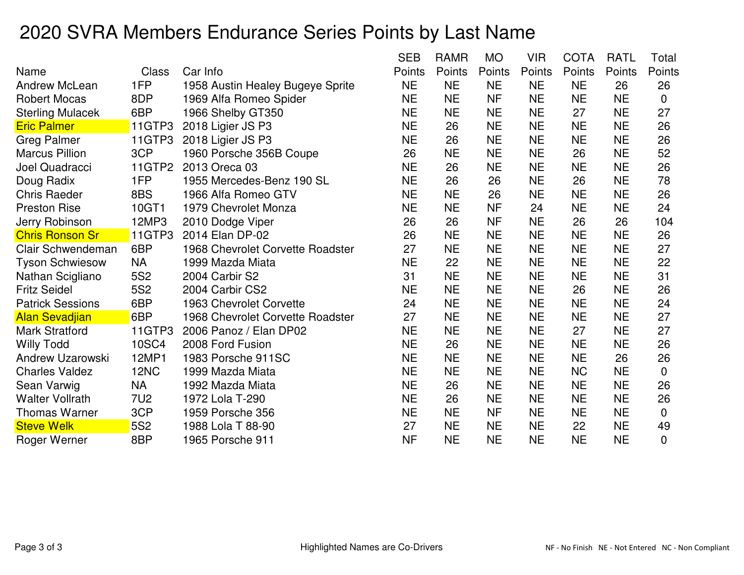# 2020 SVRA Members Endurance Series Points by Last Name

| Name | Class | Car Info | SEB Points | RAMR Points | MO Points | VIR Points | COTA Points | RATL Points | Total Points |
|---|---|---|---|---|---|---|---|---|---|
| Andrew McLean | 1FP | 1958 Austin Healey Bugeye Sprite | NE | NE | NE | NE | NE | 26 | 26 |
| Robert Mocas | 8DP | 1969 Alfa Romeo Spider | NE | NE | NF | NE | NE | NE | 0 |
| Sterling Mulacek | 6BP | 1966 Shelby GT350 | NE | NE | NE | NE | 27 | NE | 27 |
| Eric Palmer | 11GTP3 | 2018 Ligier JS P3 | NE | 26 | NE | NE | NE | NE | 26 |
| Greg Palmer | 11GTP3 | 2018 Ligier JS P3 | NE | 26 | NE | NE | NE | NE | 26 |
| Marcus Pillion | 3CP | 1960 Porsche 356B Coupe | 26 | NE | NE | NE | 26 | NE | 52 |
| Joel Quadracci | 11GTP2 | 2013 Oreca 03 | NE | 26 | NE | NE | NE | NE | 26 |
| Doug Radix | 1FP | 1955 Mercedes-Benz 190 SL | NE | 26 | 26 | NE | 26 | NE | 78 |
| Chris Raeder | 8BS | 1966 Alfa Romeo GTV | NE | NE | 26 | NE | NE | NE | 26 |
| Preston Rise | 10GT1 | 1979 Chevrolet Monza | NE | NE | NF | 24 | NE | NE | 24 |
| Jerry Robinson | 12MP3 | 2010 Dodge Viper | 26 | 26 | NF | NE | 26 | 26 | 104 |
| Chris Ronson Sr | 11GTP3 | 2014 Elan DP-02 | 26 | NE | NE | NE | NE | NE | 26 |
| Clair Schwendeman | 6BP | 1968 Chevrolet Corvette Roadster | 27 | NE | NE | NE | NE | NE | 27 |
| Tyson Schwiesow | NA | 1999 Mazda Miata | NE | 22 | NE | NE | NE | NE | 22 |
| Nathan Scigliano | 5S2 | 2004 Carbir S2 | 31 | NE | NE | NE | NE | NE | 31 |
| Fritz Seidel | 5S2 | 2004 Carbir CS2 | NE | NE | NE | NE | 26 | NE | 26 |
| Patrick Sessions | 6BP | 1963 Chevrolet Corvette | 24 | NE | NE | NE | NE | NE | 24 |
| Alan Sevadjian | 6BP | 1968 Chevrolet Corvette Roadster | 27 | NE | NE | NE | NE | NE | 27 |
| Mark Stratford | 11GTP3 | 2006 Panoz / Elan DP02 | NE | NE | NE | NE | 27 | NE | 27 |
| Willy Todd | 10SC4 | 2008 Ford Fusion | NE | 26 | NE | NE | NE | NE | 26 |
| Andrew Uzarowski | 12MP1 | 1983 Porsche 911SC | NE | NE | NE | NE | NE | 26 | 26 |
| Charles Valdez | 12NC | 1999 Mazda Miata | NE | NE | NE | NE | NC | NE | 0 |
| Sean Varwig | NA | 1992 Mazda Miata | NE | 26 | NE | NE | NE | NE | 26 |
| Walter Vollrath | 7U2 | 1972 Lola T-290 | NE | 26 | NE | NE | NE | NE | 26 |
| Thomas Warner | 3CP | 1959 Porsche 356 | NE | NE | NF | NE | NE | NE | 0 |
| Steve Welk | 5S2 | 1988 Lola T 88-90 | 27 | NE | NE | NE | 22 | NE | 49 |
| Roger Werner | 8BP | 1965 Porsche 911 | NF | NE | NE | NE | NE | NE | 0 |

Highlighted Names are Co-Drivers

NF - No Finish NE - Not Entered NC - Non Compliant